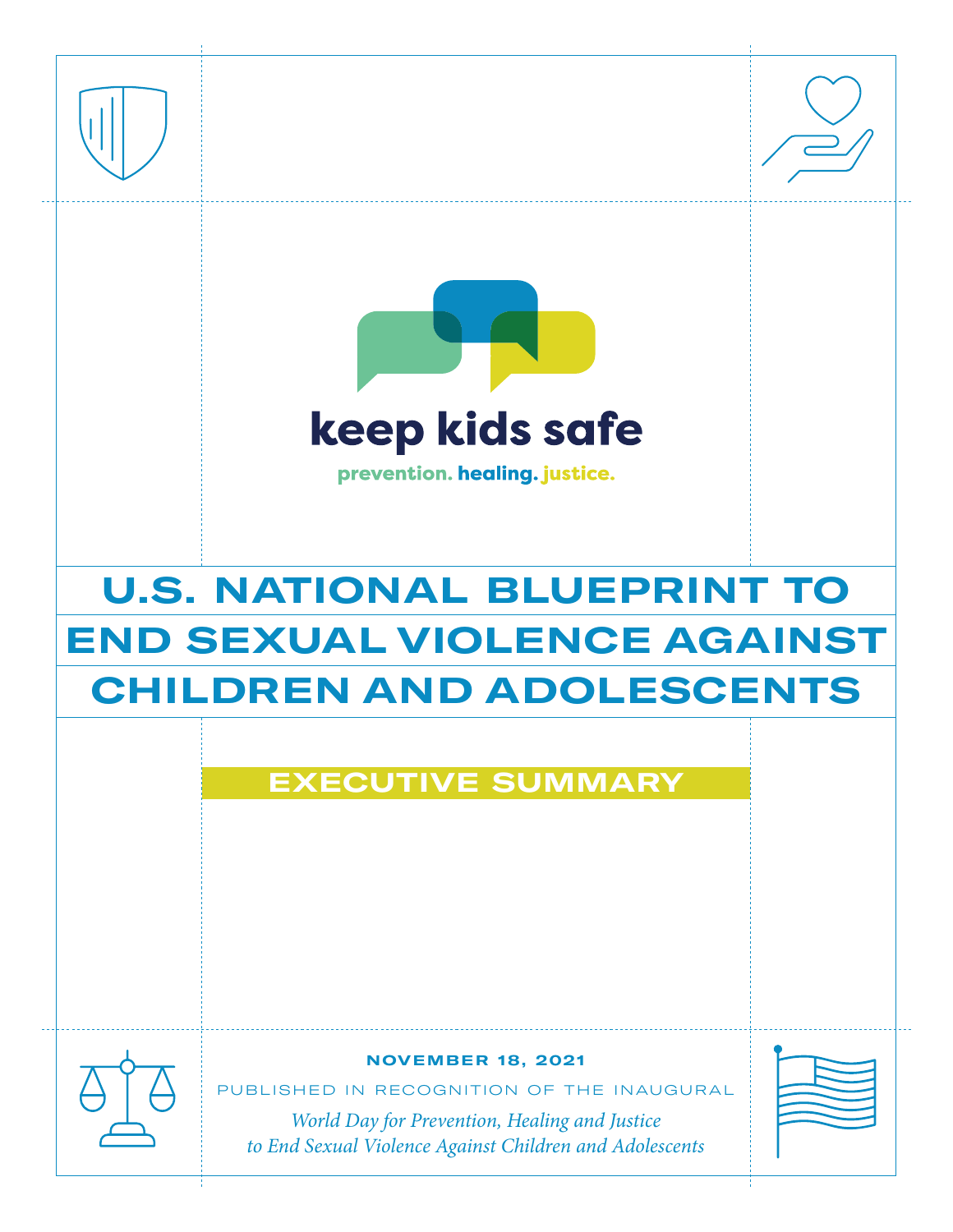keep kids safe

prevention. healing. justice.

# U.S. NATIONAL BLUEPRINT TO END SEXUAL VIOLENCE AGAINST CHILDREN AND ADOLESCENTS

## EXECUTIVE SUMMARY

**NOVEMBER 18, 2021**

PUBLISHED IN RECOGNITION OF THE INAUGURAL

*World Day for Prevention, Healing and Justice to End Sexual Violence Against Children and Adolescents*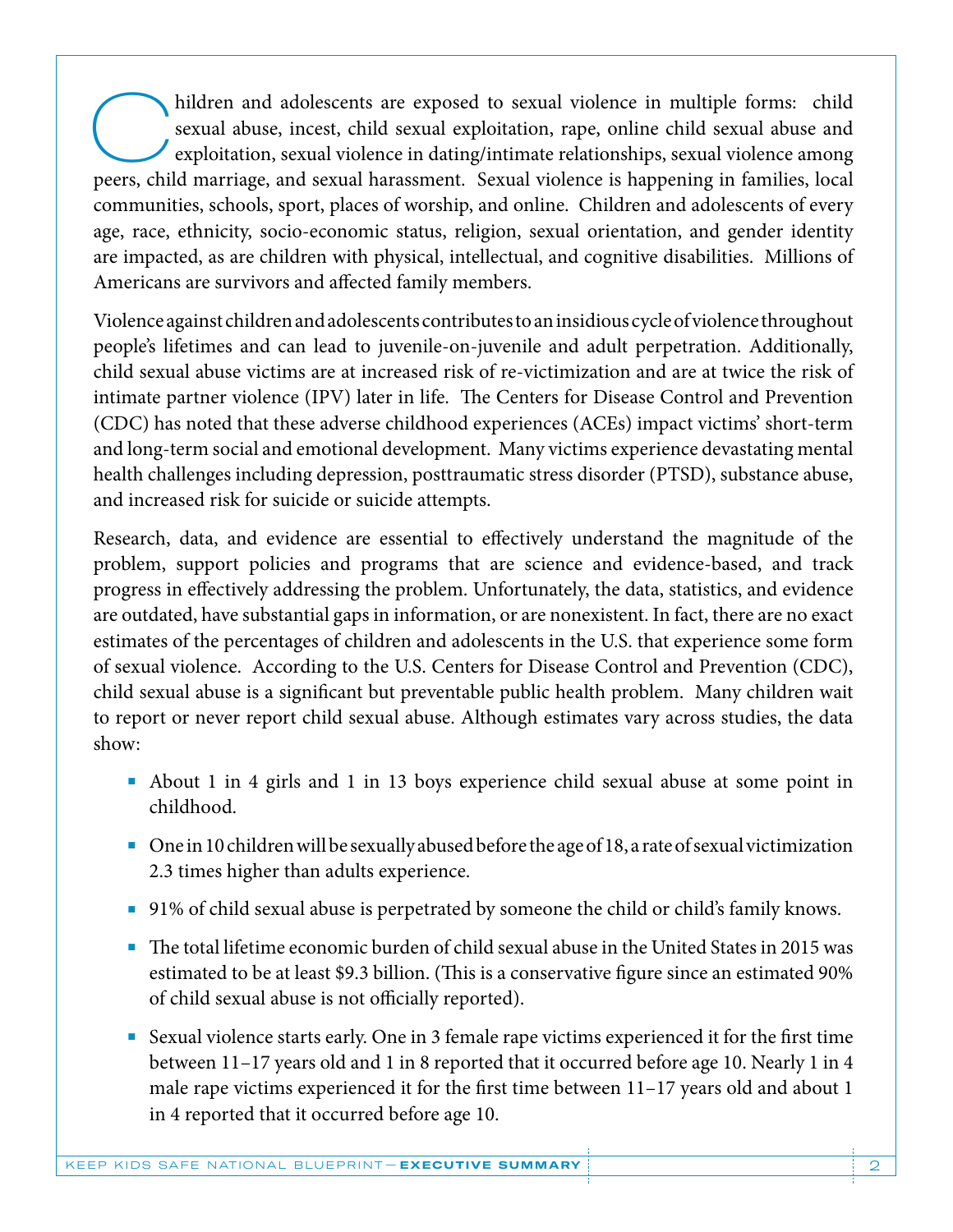Children and adolescents are exposed to sexual violence in multiple forms: child sexual abuse, incest, child sexual exploitation, rape, online child sexual abuse and exploitation, sexual violence in dating/intimate relationships, sexual violence among peers, child marriage, and sexual harassment. Sexual violence is happening in families, local communities, schools, sport, places of worship, and online. Children and adolescents of every age, race, ethnicity, socio-economic status, religion, sexual orientation, and gender identity are impacted, as are children with physical, intellectual, and cognitive disabilities. Millions of Americans are survivors and affected family members.

Violence against children and adolescents contributes to an insidious cycle of violence throughout people's lifetimes and can lead to juvenile-on-juvenile and adult perpetration. Additionally, child sexual abuse victims are at increased risk of re-victimization and are at twice the risk of intimate partner violence (IPV) later in life. The Centers for Disease Control and Prevention (CDC) has noted that these adverse childhood experiences (ACEs) impact victims' short-term and long-term social and emotional development. Many victims experience devastating mental health challenges including depression, posttraumatic stress disorder (PTSD), substance abuse, and increased risk for suicide or suicide attempts.

Research, data, and evidence are essential to effectively understand the magnitude of the problem, support policies and programs that are science and evidence-based, and track progress in effectively addressing the problem. Unfortunately, the data, statistics, and evidence are outdated, have substantial gaps in information, or are nonexistent. In fact, there are no exact estimates of the percentages of children and adolescents in the U.S. that experience some form of sexual violence. According to the U.S. Centers for Disease Control and Prevention (CDC), child sexual abuse is a significant but preventable public health problem. Many children wait to report or never report child sexual abuse. Although estimates vary across studies, the data show:

- About 1 in 4 girls and 1 in 13 boys experience child sexual abuse at some point in childhood.
- One in 10 children will be sexually abused before the age of 18, a rate of sexual victimization 2.3 times higher than adults experience.
- 91% of child sexual abuse is perpetrated by someone the child or child's family knows.
- The total lifetime economic burden of child sexual abuse in the United States in 2015 was estimated to be at least $9.3 billion. (This is a conservative figure since an estimated 90% of child sexual abuse is not officially reported).
- Sexual violence starts early. One in 3 female rape victims experienced it for the first time between 11–17 years old and 1 in 8 reported that it occurred before age 10. Nearly 1 in 4 male rape victims experienced it for the first time between 11–17 years old and about 1 in 4 reported that it occurred before age 10.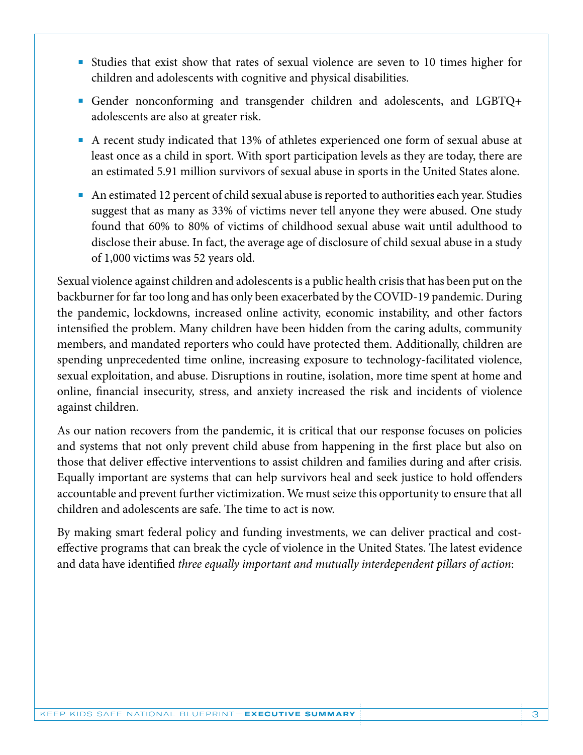- Studies that exist show that rates of sexual violence are seven to 10 times higher for children and adolescents with cognitive and physical disabilities.
- Gender nonconforming and transgender children and adolescents, and LGBTQ+ adolescents are also at greater risk.
- A recent study indicated that 13% of athletes experienced one form of sexual abuse at least once as a child in sport. With sport participation levels as they are today, there are an estimated 5.91 million survivors of sexual abuse in sports in the United States alone.
- An estimated 12 percent of child sexual abuse is reported to authorities each year. Studies suggest that as many as 33% of victims never tell anyone they were abused. One study found that 60% to 80% of victims of childhood sexual abuse wait until adulthood to disclose their abuse. In fact, the average age of disclosure of child sexual abuse in a study of 1,000 victims was 52 years old.

Sexual violence against children and adolescents is a public health crisis that has been put on the backburner for far too long and has only been exacerbated by the COVID-19 pandemic. During the pandemic, lockdowns, increased online activity, economic instability, and other factors intensified the problem. Many children have been hidden from the caring adults, community members, and mandated reporters who could have protected them. Additionally, children are spending unprecedented time online, increasing exposure to technology-facilitated violence, sexual exploitation, and abuse. Disruptions in routine, isolation, more time spent at home and online, financial insecurity, stress, and anxiety increased the risk and incidents of violence against children.

As our nation recovers from the pandemic, it is critical that our response focuses on policies and systems that not only prevent child abuse from happening in the first place but also on those that deliver effective interventions to assist children and families during and after crisis. Equally important are systems that can help survivors heal and seek justice to hold offenders accountable and prevent further victimization. We must seize this opportunity to ensure that all children and adolescents are safe. The time to act is now.

By making smart federal policy and funding investments, we can deliver practical and cost-effective programs that can break the cycle of violence in the United States. The latest evidence and data have identified *three equally important and mutually interdependent pillars of action*: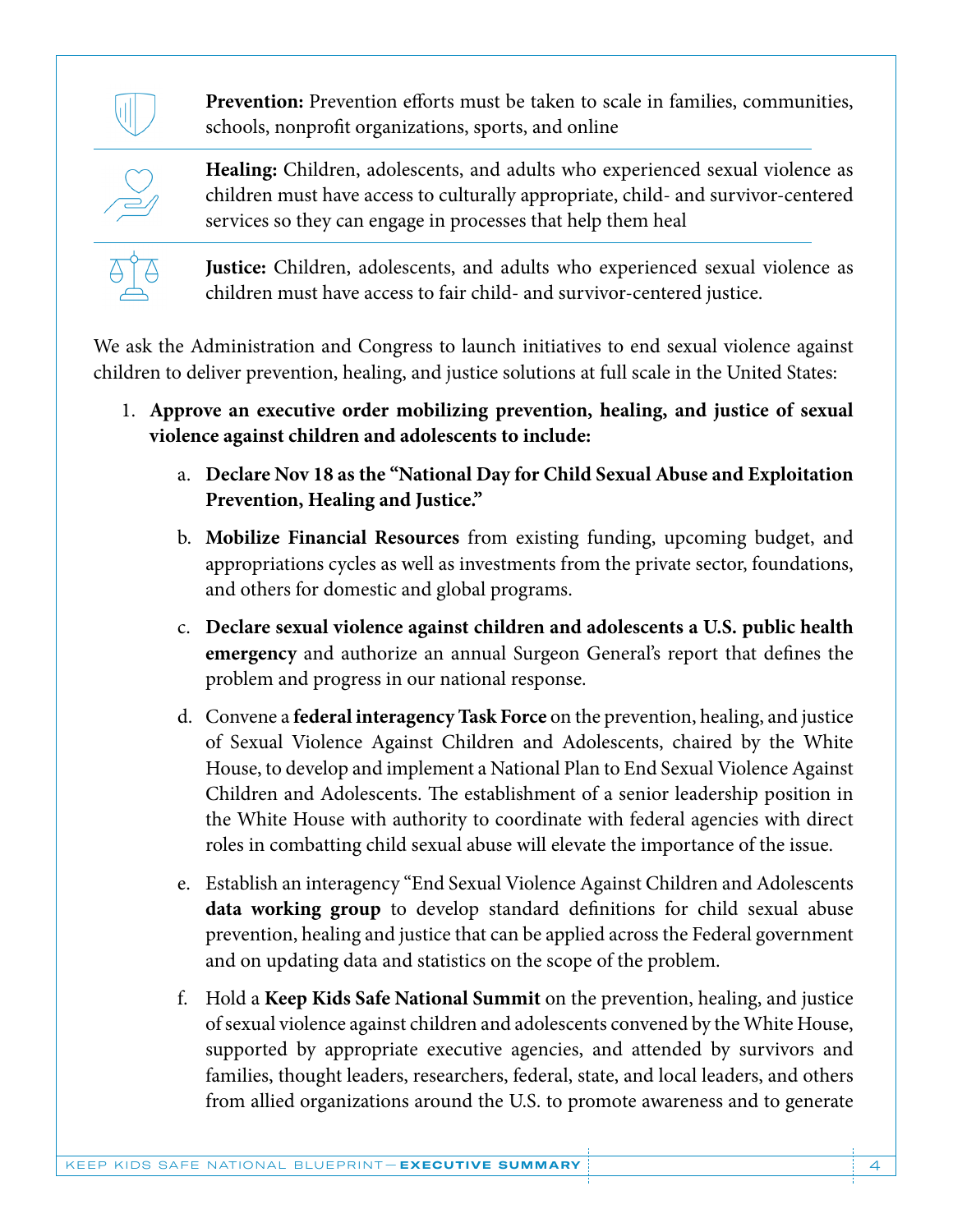**Prevention:** Prevention efforts must be taken to scale in families, communities, schools, nonprofit organizations, sports, and online

**Healing:** Children, adolescents, and adults who experienced sexual violence as children must have access to culturally appropriate, child- and survivor-centered services so they can engage in processes that help them heal

**Justice:** Children, adolescents, and adults who experienced sexual violence as children must have access to fair child- and survivor-centered justice.

We ask the Administration and Congress to launch initiatives to end sexual violence against children to deliver prevention, healing, and justice solutions at full scale in the United States:

1. **Approve an executive order mobilizing prevention, healing, and justice of sexual violence against children and adolescents to include:**

    a. **Declare Nov 18 as the "National Day for Child Sexual Abuse and Exploitation Prevention, Healing and Justice."**

    b. **Mobilize Financial Resources** from existing funding, upcoming budget, and appropriations cycles as well as investments from the private sector, foundations, and others for domestic and global programs.

    c. **Declare sexual violence against children and adolescents a U.S. public health emergency** and authorize an annual Surgeon General's report that defines the problem and progress in our national response.

    d. Convene a **federal interagency Task Force** on the prevention, healing, and justice of Sexual Violence Against Children and Adolescents, chaired by the White House, to develop and implement a National Plan to End Sexual Violence Against Children and Adolescents. The establishment of a senior leadership position in the White House with authority to coordinate with federal agencies with direct roles in combatting child sexual abuse will elevate the importance of the issue.

    e. Establish an interagency "End Sexual Violence Against Children and Adolescents **data working group** to develop standard definitions for child sexual abuse prevention, healing and justice that can be applied across the Federal government and on updating data and statistics on the scope of the problem.

    f. Hold a **Keep Kids Safe National Summit** on the prevention, healing, and justice of sexual violence against children and adolescents convened by the White House, supported by appropriate executive agencies, and attended by survivors and families, thought leaders, researchers, federal, state, and local leaders, and others from allied organizations around the U.S. to promote awareness and to generate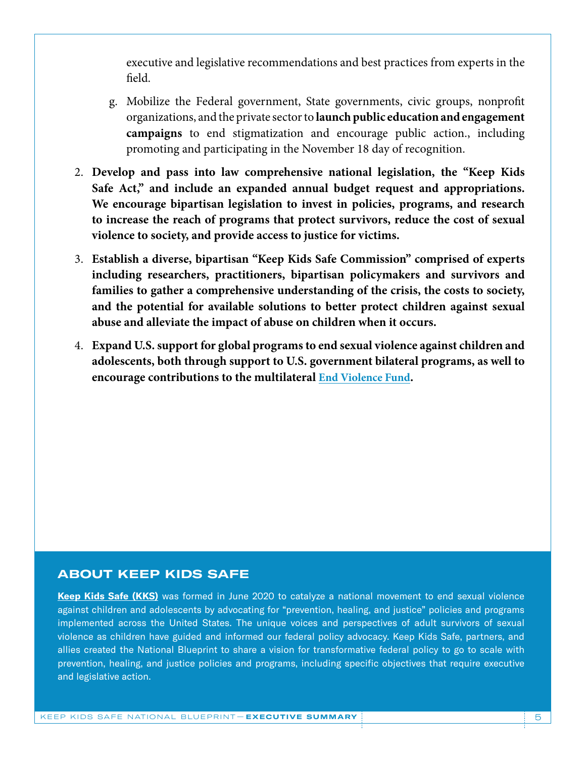executive and legislative recommendations and best practices from experts in the field.

g. Mobilize the Federal government, State governments, civic groups, nonprofit organizations, and the private sector to **launch public education and engagement campaigns** to end stigmatization and encourage public action., including promoting and participating in the November 18 day of recognition.

2. **Develop and pass into law comprehensive national legislation, the "Keep Kids Safe Act," and include an expanded annual budget request and appropriations. We encourage bipartisan legislation to invest in policies, programs, and research to increase the reach of programs that protect survivors, reduce the cost of sexual violence to society, and provide access to justice for victims.**

3. **Establish a diverse, bipartisan "Keep Kids Safe Commission" comprised of experts including researchers, practitioners, bipartisan policymakers and survivors and families to gather a comprehensive understanding of the crisis, the costs to society, and the potential for available solutions to better protect children against sexual abuse and alleviate the impact of abuse on children when it occurs.**

4. **Expand U.S. support for global programs to end sexual violence against children and adolescents, both through support to U.S. government bilateral programs, as well to encourage contributions to the multilateral End Violence Fund.**

## ABOUT KEEP KIDS SAFE

**Keep Kids Safe (KKS)** was formed in June 2020 to catalyze a national movement to end sexual violence against children and adolescents by advocating for "prevention, healing, and justice" policies and programs implemented across the United States. The unique voices and perspectives of adult survivors of sexual violence as children have guided and informed our federal policy advocacy. Keep Kids Safe, partners, and allies created the National Blueprint to share a vision for transformative federal policy to go to scale with prevention, healing, and justice policies and programs, including specific objectives that require executive and legislative action.